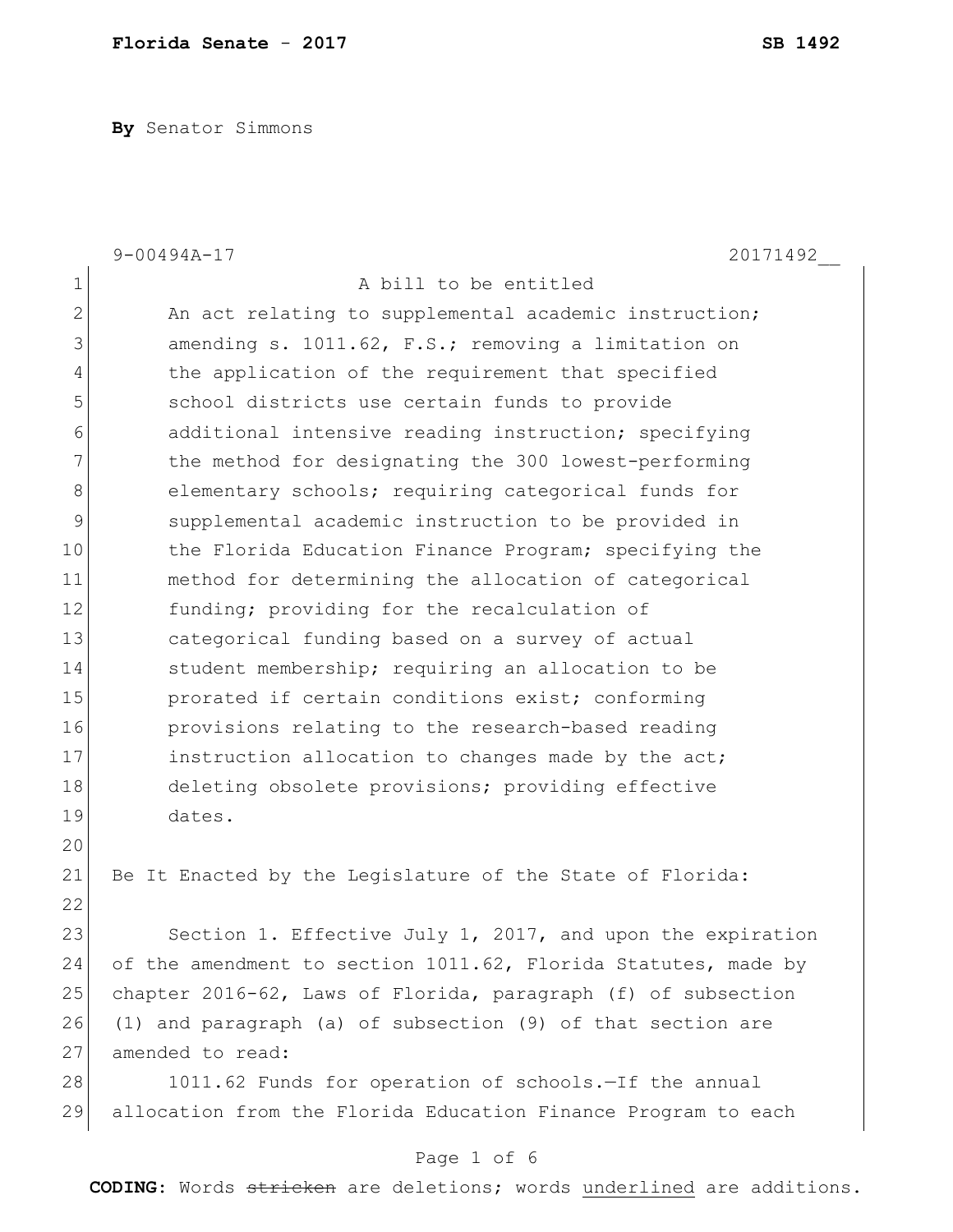**By** Senator Simmons

9-00494A-17 20171492__

A bill to be entitled

An act relating to supplemental academic instruction; amending s. 1011.62, F.S.; removing a limitation on the application of the requirement that specified school districts use certain funds to provide additional intensive reading instruction; specifying the method for designating the 300 lowest-performing elementary schools; requiring categorical funds for supplemental academic instruction to be provided in the Florida Education Finance Program; specifying the method for determining the allocation of categorical funding; providing for the recalculation of categorical funding based on a survey of actual student membership; requiring an allocation to be prorated if certain conditions exist; conforming provisions relating to the research-based reading instruction allocation to changes made by the act; deleting obsolete provisions; providing effective dates.

Be It Enacted by the Legislature of the State of Florida:

Section 1. Effective July 1, 2017, and upon the expiration of the amendment to section 1011.62, Florida Statutes, made by chapter 2016-62, Laws of Florida, paragraph (f) of subsection (1) and paragraph (a) of subsection (9) of that section are amended to read:

1011.62 Funds for operation of schools.—If the annual allocation from the Florida Education Finance Program to each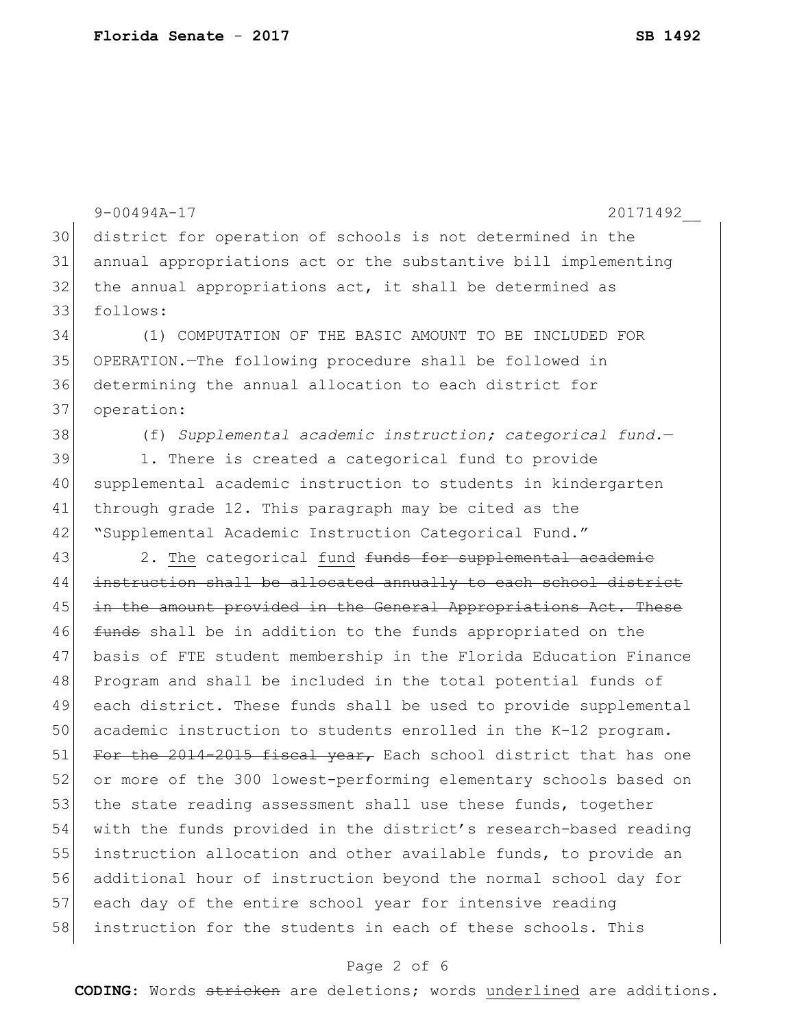district for operation of schools is not determined in the annual appropriations act or the substantive bill implementing the annual appropriations act, it shall be determined as follows:

(1) COMPUTATION OF THE BASIC AMOUNT TO BE INCLUDED FOR OPERATION.—The following procedure shall be followed in determining the annual allocation to each district for operation:

(f) *Supplemental academic instruction; categorical fund.*—

1. There is created a categorical fund to provide supplemental academic instruction to students in kindergarten through grade 12. This paragraph may be cited as the "Supplemental Academic Instruction Categorical Fund."

2. The categorical fund ~~funds for supplemental academic instruction shall be allocated annually to each school district in the amount provided in the General Appropriations Act. These funds~~ shall be in addition to the funds appropriated on the basis of FTE student membership in the Florida Education Finance Program and shall be included in the total potential funds of each district. These funds shall be used to provide supplemental academic instruction to students enrolled in the K-12 program. ~~For the 2014-2015 fiscal year,~~ Each school district that has one or more of the 300 lowest-performing elementary schools based on the state reading assessment shall use these funds, together with the funds provided in the district's research-based reading instruction allocation and other available funds, to provide an additional hour of instruction beyond the normal school day for each day of the entire school year for intensive reading instruction for the students in each of these schools. This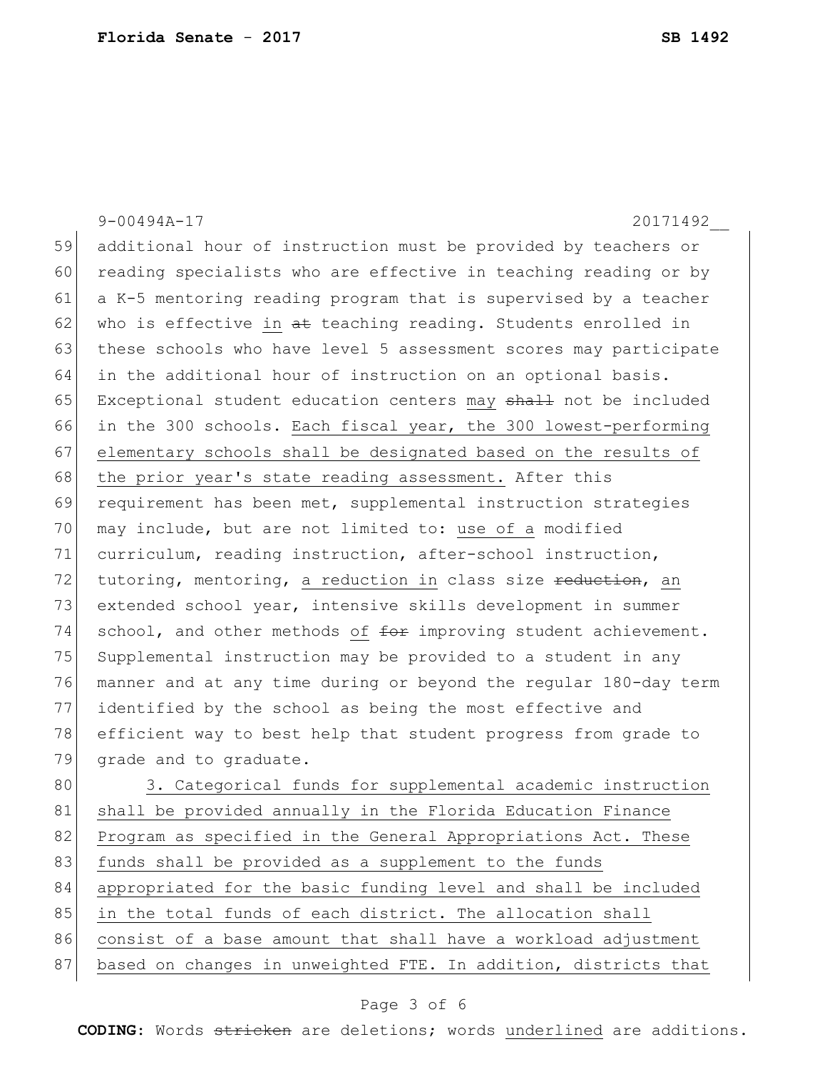additional hour of instruction must be provided by teachers or reading specialists who are effective in teaching reading or by a K-5 mentoring reading program that is supervised by a teacher who is effective <u>in</u> ~~at~~ teaching reading. Students enrolled in these schools who have level 5 assessment scores may participate in the additional hour of instruction on an optional basis. Exceptional student education centers <u>may</u> ~~shall~~ not be included in the 300 schools. <u>Each fiscal year, the 300 lowest-performing elementary schools shall be designated based on the results of the prior year's state reading assessment.</u> After this requirement has been met, supplemental instruction strategies may include, but are not limited to: <u>use of a</u> modified curriculum, reading instruction, after-school instruction, tutoring, mentoring, <u>a reduction in</u> class size ~~reduction~~, <u>an</u> extended school year, intensive skills development in summer school, and other methods <u>of</u> ~~for~~ improving student achievement. Supplemental instruction may be provided to a student in any manner and at any time during or beyond the regular 180-day term identified by the school as being the most effective and efficient way to best help that student progress from grade to grade and to graduate.

3. <u>Categorical funds for supplemental academic instruction shall be provided annually in the Florida Education Finance Program as specified in the General Appropriations Act. These funds shall be provided as a supplement to the funds appropriated for the basic funding level and shall be included in the total funds of each district. The allocation shall consist of a base amount that shall have a workload adjustment based on changes in unweighted FTE. In addition, districts that</u>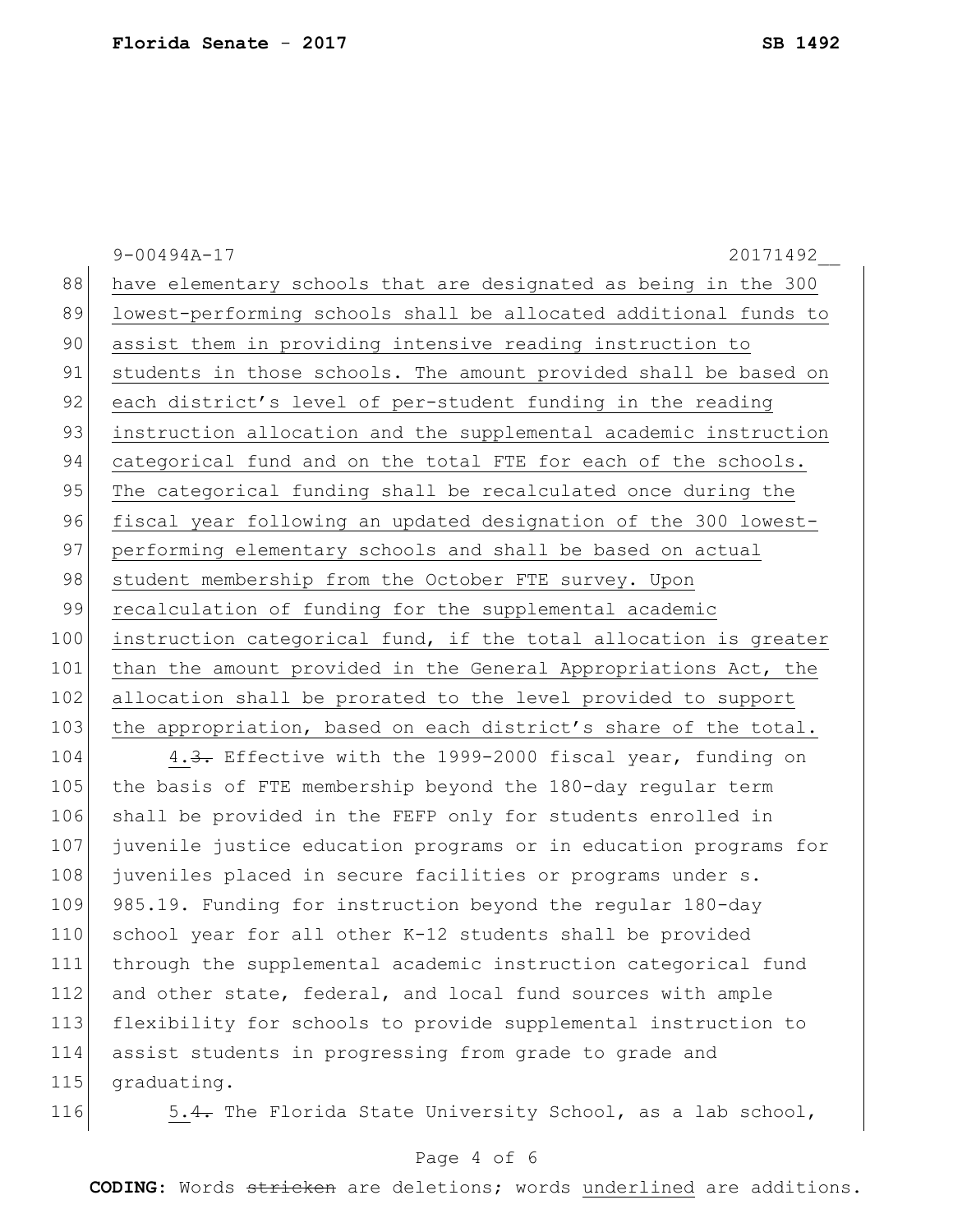9-00494A-17 20171492__

have elementary schools that are designated as being in the 300 lowest-performing schools shall be allocated additional funds to assist them in providing intensive reading instruction to students in those schools. The amount provided shall be based on each district's level of per-student funding in the reading instruction allocation and the supplemental academic instruction categorical fund and on the total FTE for each of the schools. The categorical funding shall be recalculated once during the fiscal year following an updated designation of the 300 lowest-performing elementary schools and shall be based on actual student membership from the October FTE survey. Upon recalculation of funding for the supplemental academic instruction categorical fund, if the total allocation is greater than the amount provided in the General Appropriations Act, the allocation shall be prorated to the level provided to support the appropriation, based on each district's share of the total.

4.~~3.~~ Effective with the 1999-2000 fiscal year, funding on the basis of FTE membership beyond the 180-day regular term shall be provided in the FEFP only for students enrolled in juvenile justice education programs or in education programs for juveniles placed in secure facilities or programs under s. 985.19. Funding for instruction beyond the regular 180-day school year for all other K-12 students shall be provided through the supplemental academic instruction categorical fund and other state, federal, and local fund sources with ample flexibility for schools to provide supplemental instruction to assist students in progressing from grade to grade and graduating.

5.~~4.~~ The Florida State University School, as a lab school,

**CODING:** Words ~~stricken~~ are deletions; words underlined are additions.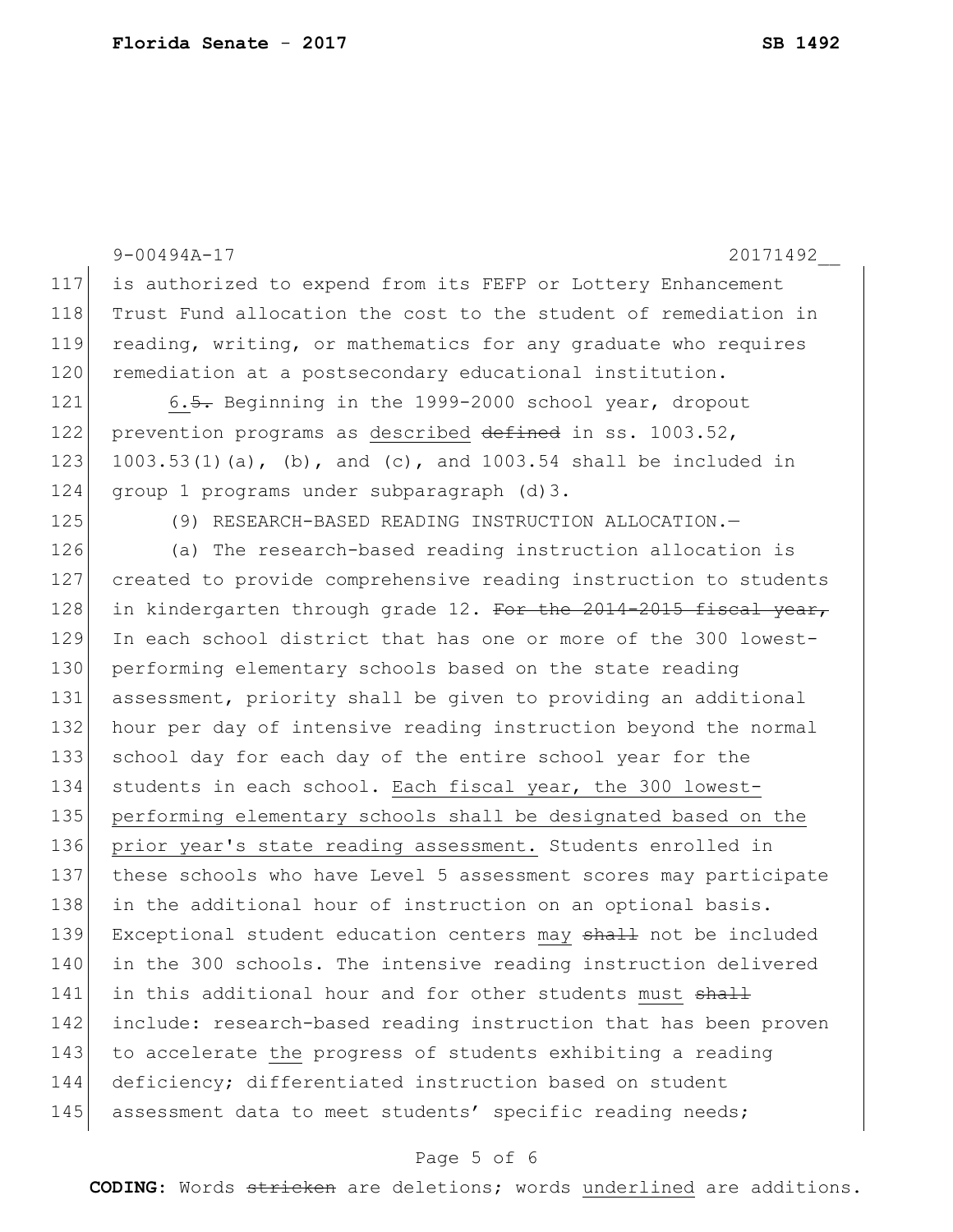is authorized to expend from its FEFP or Lottery Enhancement Trust Fund allocation the cost to the student of remediation in reading, writing, or mathematics for any graduate who requires remediation at a postsecondary educational institution.

6.~~5.~~ Beginning in the 1999-2000 school year, dropout prevention programs as <u>described</u> ~~defined~~ in ss. 1003.52, 1003.53(1)(a), (b), and (c), and 1003.54 shall be included in group 1 programs under subparagraph (d)3.

(9) RESEARCH-BASED READING INSTRUCTION ALLOCATION.—

(a) The research-based reading instruction allocation is created to provide comprehensive reading instruction to students in kindergarten through grade 12. ~~For the 2014-2015 fiscal year,~~ In each school district that has one or more of the 300 lowest-performing elementary schools based on the state reading assessment, priority shall be given to providing an additional hour per day of intensive reading instruction beyond the normal school day for each day of the entire school year for the students in each school. <u>Each fiscal year, the 300 lowest-performing elementary schools shall be designated based on the prior year's state reading assessment.</u> Students enrolled in these schools who have Level 5 assessment scores may participate in the additional hour of instruction on an optional basis. Exceptional student education centers <u>may</u> ~~shall~~ not be included in the 300 schools. The intensive reading instruction delivered in this additional hour and for other students <u>must</u> ~~shall~~ include: research-based reading instruction that has been proven to accelerate <u>the</u> progress of students exhibiting a reading deficiency; differentiated instruction based on student assessment data to meet students' specific reading needs;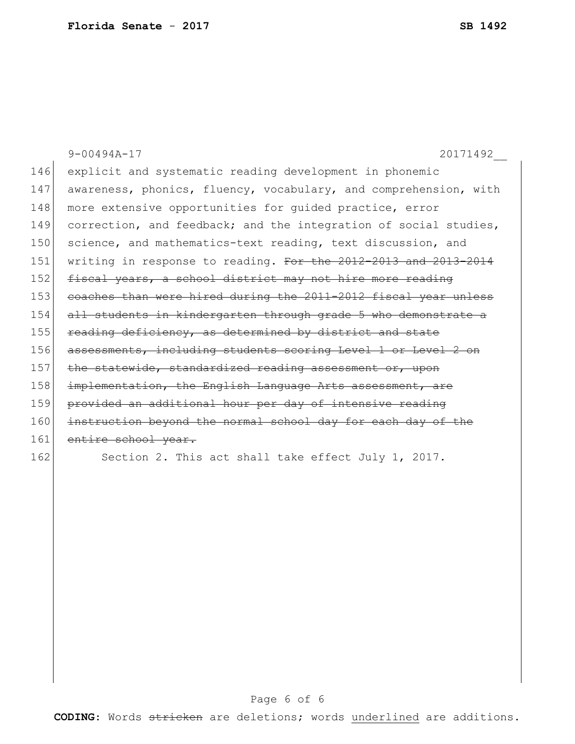explicit and systematic reading development in phonemic awareness, phonics, fluency, vocabulary, and comprehension, with more extensive opportunities for guided practice, error correction, and feedback; and the integration of social studies, science, and mathematics-text reading, text discussion, and writing in response to reading. ~~For the 2012-2013 and 2013-2014 fiscal years, a school district may not hire more reading coaches than were hired during the 2011-2012 fiscal year unless all students in kindergarten through grade 5 who demonstrate a reading deficiency, as determined by district and state assessments, including students scoring Level 1 or Level 2 on the statewide, standardized reading assessment or, upon implementation, the English Language Arts assessment, are provided an additional hour per day of intensive reading instruction beyond the normal school day for each day of the entire school year.~~

Section 2. This act shall take effect July 1, 2017.

**CODING:** Words ~~stricken~~ are deletions; words <u>underlined</u> are additions.